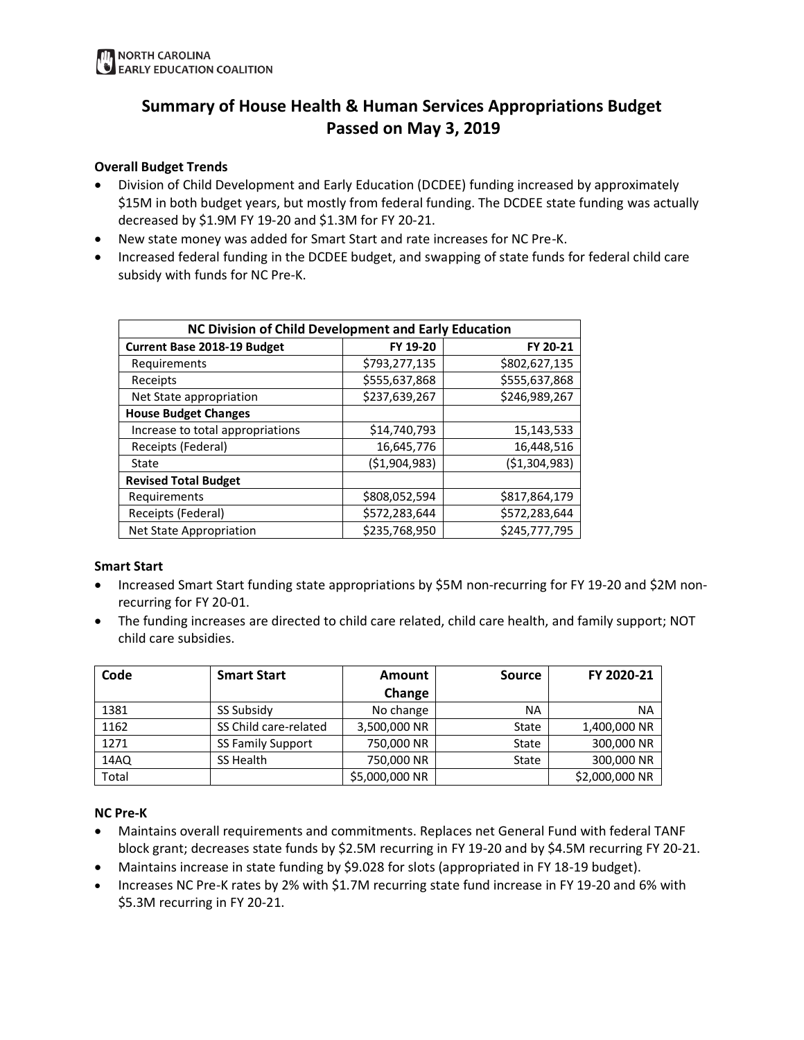NORTH CAROLINA EARLY EDUCATION COALITION

# Summary of House Health & Human Services Appropriations Budget Passed on May 3, 2019

**Overall Budget Trends**

- Division of Child Development and Early Education (DCDEE) funding increased by approximately $15M in both budget years, but mostly from federal funding. The DCDEE state funding was actually decreased by $1.9M FY 19-20 and $1.3M for FY 20-21.
- New state money was added for Smart Start and rate increases for NC Pre-K.
- Increased federal funding in the DCDEE budget, and swapping of state funds for federal child care subsidy with funds for NC Pre-K.

| NC Division of Child Development and Early Education | | |
|---|---|---|
| **Current Base 2018-19 Budget** | **FY 19-20** | **FY 20-21** |
| Requirements | $793,277,135 | $802,627,135 |
| Receipts | $555,637,868 | $555,637,868 |
| Net State appropriation | $237,639,267 | $246,989,267 |
| **House Budget Changes** | | |
| Increase to total appropriations | $14,740,793 | 15,143,533 |
| Receipts (Federal) | 16,645,776 | 16,448,516 |
| State | ($1,904,983) | ($1,304,983) |
| **Revised Total Budget** | | |
| Requirements | $808,052,594 | $817,864,179 |
| Receipts (Federal) | $572,283,644 | $572,283,644 |
| Net State Appropriation | $235,768,950 | $245,777,795 |

**Smart Start**

- Increased Smart Start funding state appropriations by $5M non-recurring for FY 19-20 and $2M non-recurring for FY 20-01.
- The funding increases are directed to child care related, child care health, and family support; NOT child care subsidies.

| Code | Smart Start | Amount Change | Source | FY 2020-21 |
|---|---|---|---|---|
| 1381 | SS Subsidy | No change | NA | NA |
| 1162 | SS Child care-related | 3,500,000 NR | State | 1,400,000 NR |
| 1271 | SS Family Support | 750,000 NR | State | 300,000 NR |
| 14AQ | SS Health | 750,000 NR | State | 300,000 NR |
| Total | | $5,000,000 NR | | $2,000,000 NR |

**NC Pre-K**

- Maintains overall requirements and commitments. Replaces net General Fund with federal TANF block grant; decreases state funds by $2.5M recurring in FY 19-20 and by $4.5M recurring FY 20-21.
- Maintains increase in state funding by $9.028 for slots (appropriated in FY 18-19 budget).
- Increases NC Pre-K rates by 2% with $1.7M recurring state fund increase in FY 19-20 and 6% with $5.3M recurring in FY 20-21.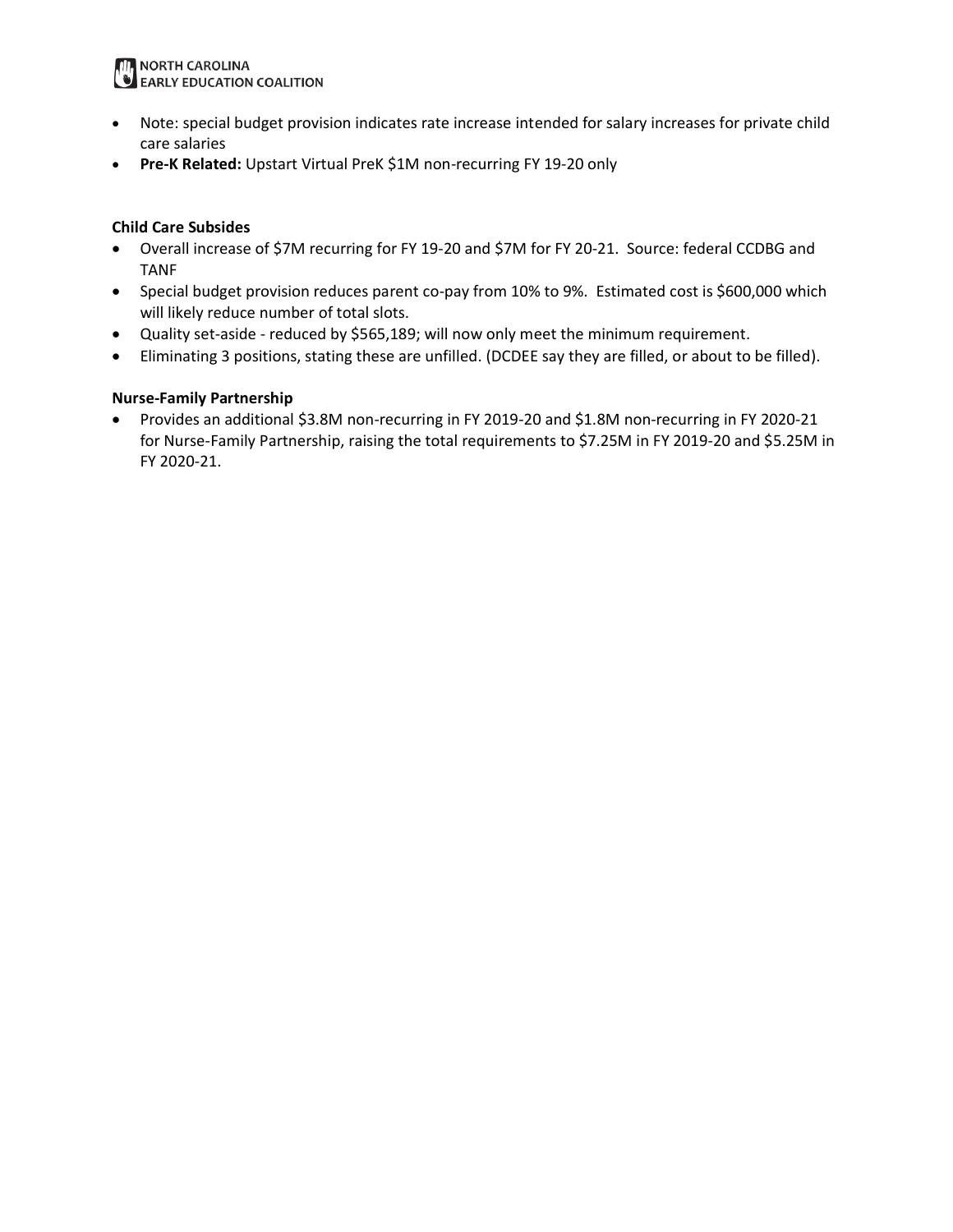- Note: special budget provision indicates rate increase intended for salary increases for private child care salaries
- **Pre-K Related:** Upstart Virtual PreK $1M non-recurring FY 19-20 only

**Child Care Subsides**

- Overall increase of $7M recurring for FY 19-20 and $7M for FY 20-21. Source: federal CCDBG and TANF
- Special budget provision reduces parent co-pay from 10% to 9%. Estimated cost is $600,000 which will likely reduce number of total slots.
- Quality set-aside - reduced by $565,189; will now only meet the minimum requirement.
- Eliminating 3 positions, stating these are unfilled. (DCDEE say they are filled, or about to be filled).

**Nurse-Family Partnership**

- Provides an additional $3.8M non-recurring in FY 2019-20 and $1.8M non-recurring in FY 2020-21 for Nurse-Family Partnership, raising the total requirements to $7.25M in FY 2019-20 and $5.25M in FY 2020-21.